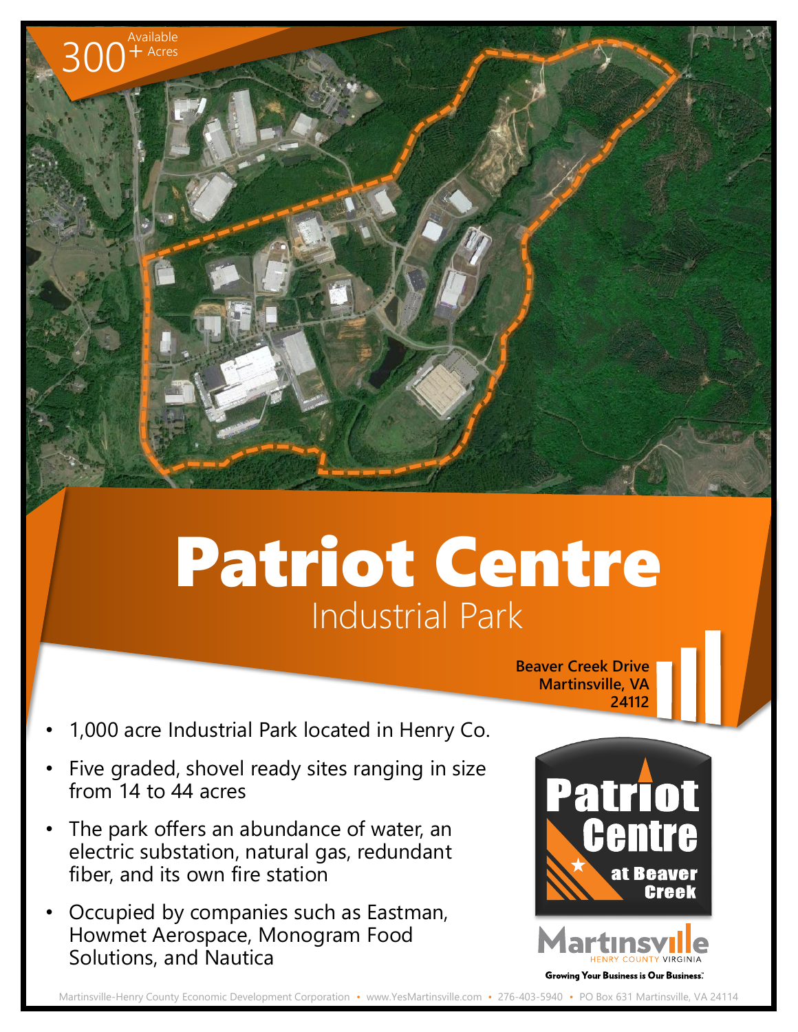300+ Available Acres

# Patriot Centre

## Industrial Park

**Beaver Creek Drive**
**Martinsville, VA**
**24112**

- 1,000 acre Industrial Park located in Henry Co.
- Five graded, shovel ready sites ranging in size from 14 to 44 acres
- The park offers an abundance of water, an electric substation, natural gas, redundant fiber, and its own fire station
- Occupied by companies such as Eastman, Howmet Aerospace, Monogram Food Solutions, and Nautica

Patriot Centre at Beaver Creek

Martinsville HENRY COUNTY VIRGINIA

Growing Your Business is Our Business.

Martinsville-Henry County Economic Development Corporation • www.YesMartinsville.com • 276-403-5940 • PO Box 631 Martinsville, VA 24114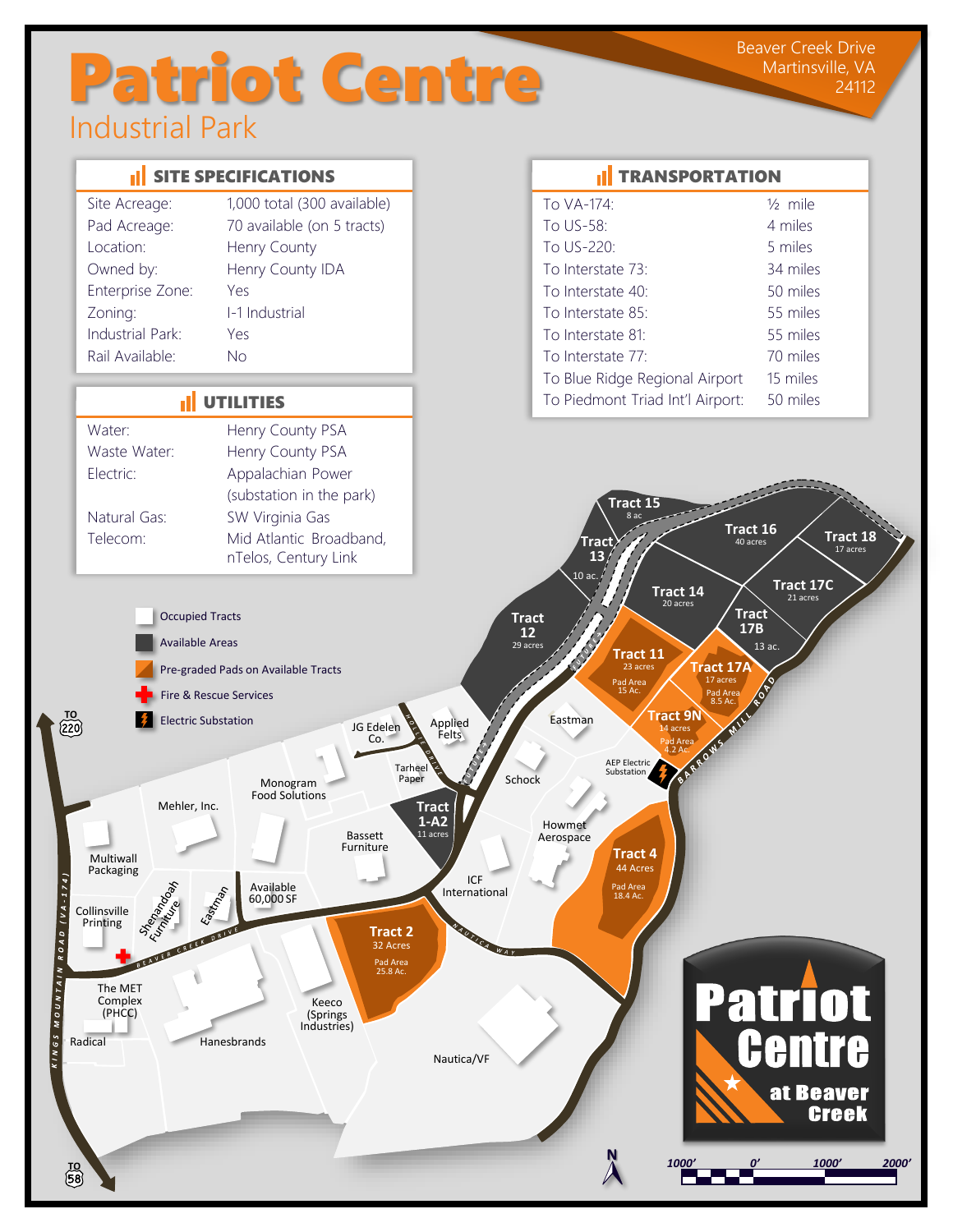# Patriot Centre

## Industrial Park

Beaver Creek Drive
Martinsville, VA
24112

### SITE SPECIFICATIONS

| | |
|---|---|
| Site Acreage: | 1,000 total (300 available) |
| Pad Acreage: | 70 available (on 5 tracts) |
| Location: | Henry County |
| Owned by: | Henry County IDA |
| Enterprise Zone: | Yes |
| Zoning: | I-1 Industrial |
| Industrial Park: | Yes |
| Rail Available: | No |

### UTILITIES

| | |
|---|---|
| Water: | Henry County PSA |
| Waste Water: | Henry County PSA |
| Electric: | Appalachian Power (substation in the park) |
| Natural Gas: | SW Virginia Gas |
| Telecom: | Mid Atlantic Broadband, nTelos, Century Link |

### TRANSPORTATION

| | |
|---|---|
| To VA-174: | ½ mile |
| To US-58: | 4 miles |
| To US-220: | 5 miles |
| To Interstate 73: | 34 miles |
| To Interstate 40: | 50 miles |
| To Interstate 85: | 55 miles |
| To Interstate 81: | 55 miles |
| To Interstate 77: | 70 miles |
| To Blue Ridge Regional Airport | 15 miles |
| To Piedmont Triad Int'l Airport: | 50 miles |

Occupied Tracts
Available Areas
Pre-graded Pads on Available Tracts
Fire & Rescue Services
Electric Substation

Tract 15 8 ac
Tract 16 40 acres
Tract 18 17 acres
Tract 13 10 ac.
Tract 14 20 acres
Tract 17C 21 acres
Tract 12 29 acres
Tract 17B 13 ac.
Tract 11 23 acres Pad Area 15 Ac.
Tract 17A 17 acres Pad Area 8.5 Ac.
Tract 9N 14 acres Pad Area 4.2 Ac.
Tract 1-A2 11 acres
Tract 4 44 Acres Pad Area 18.4 Ac.
Tract 2 32 Acres Pad Area 25.8 Ac.

JG Edelen Co.
Applied Felts
Eastman
Tarheel Paper
Schock
AEP Electric Substation
Monogram Food Solutions
Mehler, Inc.
Howmet Aerospace
Bassett Furniture
Multiwall Packaging
ICF International
Available 60,000 SF
Shenandoah Furniture
Eastman
Collinsville Printing
The MET Complex (PHCC)
Radical
Hanesbrands
Keeco (Springs Industries)
Nautica/VF

Hollie Drive
Beaver Creek Drive
Nautica Way
Barrows Mill Road
Kings Mountain Road (VA-174)

TO 220
TO 58

1000' 0' 1000' 2000'

Patriot Centre at Beaver Creek